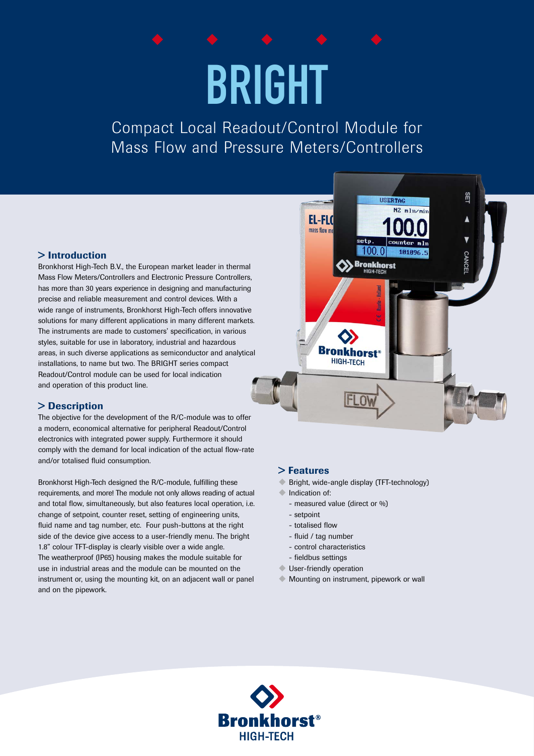# BRIGHT

Compact Local Readout/Control Module for Mass Flow and Pressure Meters/Controllers

## > Introduction

Bronkhorst High-Tech B.V., the European market leader in thermal Mass Flow Meters/Controllers and Electronic Pressure Controllers, has more than 30 years experience in designing and manufacturing precise and reliable measurement and control devices. With a wide range of instruments, Bronkhorst High-Tech offers innovative solutions for many different applications in many different markets. The instruments are made to customers' specification, in various styles, suitable for use in laboratory, industrial and hazardous areas, in such diverse applications as semiconductor and analytical installations, to name but two. The BRIGHT series compact Readout/Control module can be used for local indication and operation of this product line.

## > Description

The objective for the development of the R/C-module was to offer a modern, economical alternative for peripheral Readout/Control electronics with integrated power supply. Furthermore it should comply with the demand for local indication of the actual flow-rate and/or totalised fluid consumption.

Bronkhorst High-Tech designed the R/C-module, fulfilling these requirements, and more! The module not only allows reading of actual and total flow, simultaneously, but also features local operation, i.e. change of setpoint, counter reset, setting of engineering units, fluid name and tag number, etc. Four push-buttons at the right side of the device give access to a user-friendly menu. The bright 1.8" colour TFT-display is clearly visible over a wide angle. The weatherproof (IP65) housing makes the module suitable for use in industrial areas and the module can be mounted on the instrument or, using the mounting kit, on an adjacent wall or panel and on the pipework.

## > Features

- Bright, wide-angle display (TFT-technology)
- Indication of:
  - measured value (direct or %)
  - setpoint
  - totalised flow
  - fluid / tag number
  - control characteristics
  - fieldbus settings
- User-friendly operation
- Mounting on instrument, pipework or wall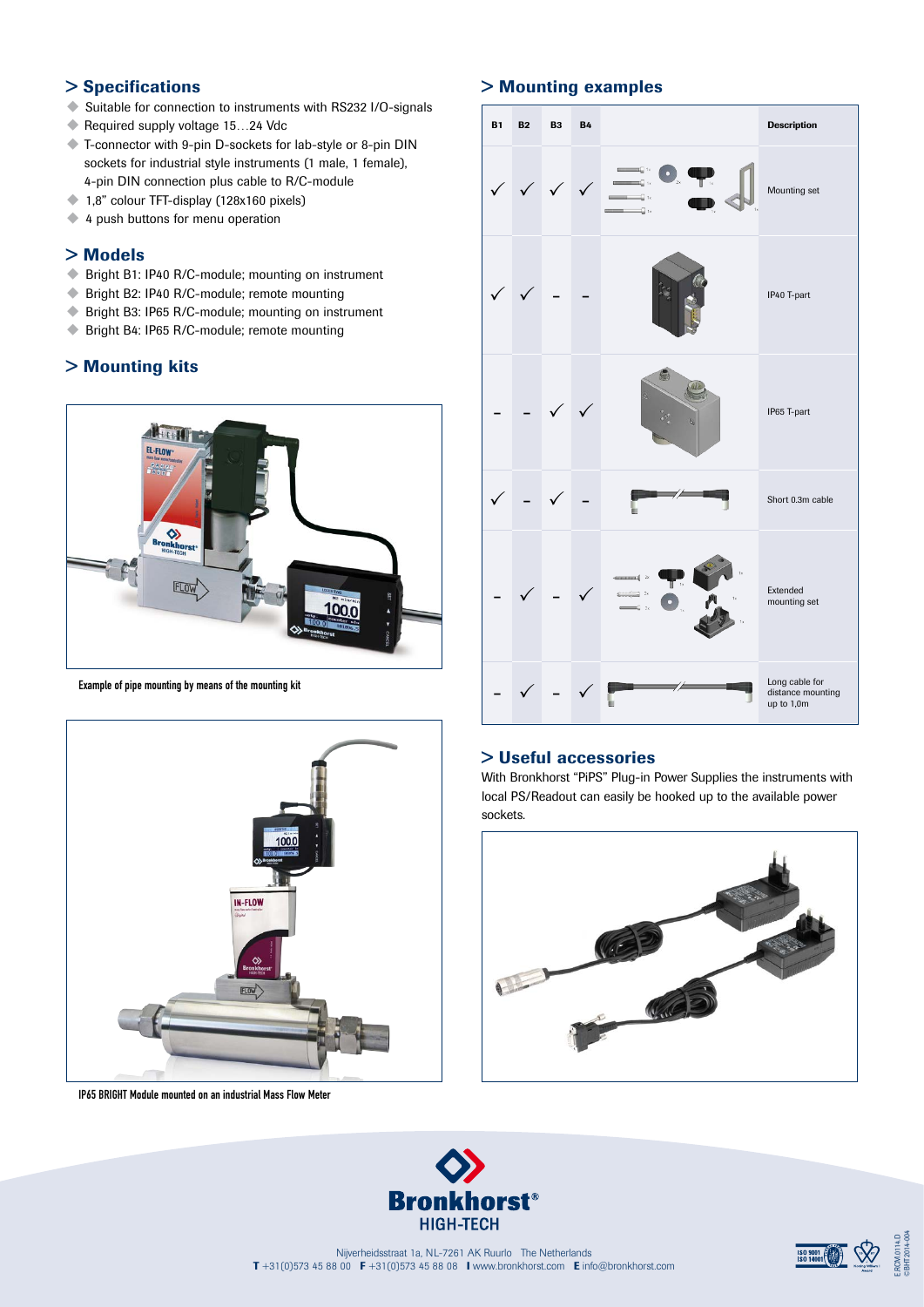## > Specifications

- Suitable for connection to instruments with RS232 I/O-signals
- Required supply voltage 15…24 Vdc
- T-connector with 9-pin D-sockets for lab-style or 8-pin DIN sockets for industrial style instruments (1 male, 1 female), 4-pin DIN connection plus cable to R/C-module
- 1,8" colour TFT-display (128x160 pixels)
- 4 push buttons for menu operation

## > Models

- Bright B1: IP40 R/C-module; mounting on instrument
- Bright B2: IP40 R/C-module; remote mounting
- Bright B3: IP65 R/C-module; mounting on instrument
- Bright B4: IP65 R/C-module; remote mounting

## > Mounting kits

Example of pipe mounting by means of the mounting kit

IP65 BRIGHT Module mounted on an industrial Mass Flow Meter

## > Mounting examples

| B1 | B2 | B3 | B4 | | Description |
|---|---|---|---|---|---|
| ✓ | ✓ | ✓ | ✓ | | Mounting set |
| ✓ | ✓ | - | - | | IP40 T-part |
| - | - | ✓ | ✓ | | IP65 T-part |
| ✓ | - | ✓ | - | | Short 0.3m cable |
| - | ✓ | - | ✓ | | Extended mounting set |
| - | ✓ | - | ✓ | | Long cable for distance mounting up to 1,0m |

## > Useful accessories

With Bronkhorst "PiPS" Plug-in Power Supplies the instruments with local PS/Readout can easily be hooked up to the available power sockets.

Bronkhorst® HIGH-TECH

Nijverheidsstraat 1a, NL-7261 AK Ruurlo The Netherlands
**T** +31(0)573 45 88 00 **F** +31(0)573 45 88 08 **I** www.bronkhorst.com **E** info@bronkhorst.com

E.ROM.0114.D
©BHT2014-004